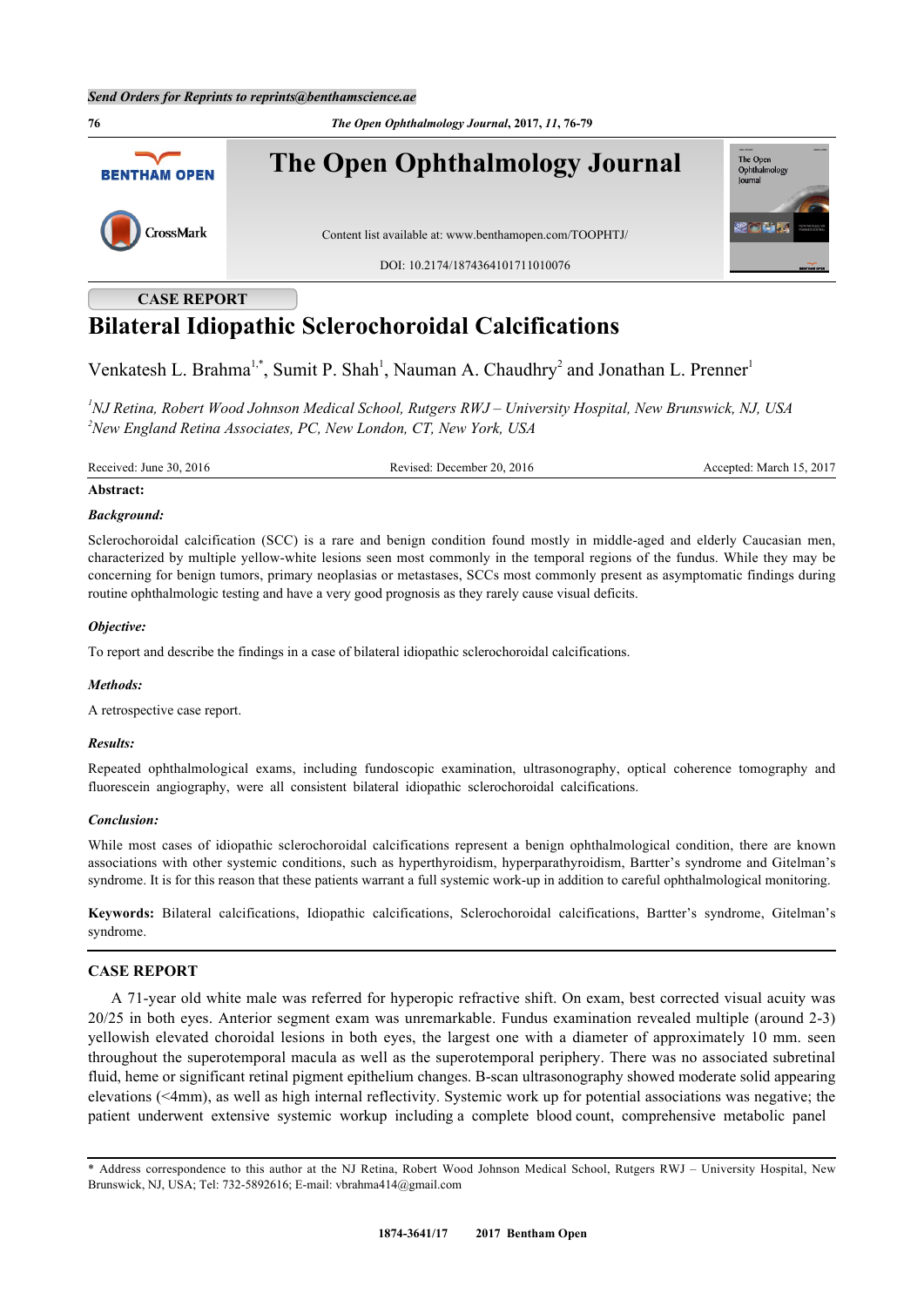CASE REPORT

# Bilateral Idiopathic Sclerochoroidal Calcifications

Venkatesh L. Brahma[1,*], Sumit P. Shah[1], Nauman A. Chaudhry[2] and Jonathan L. Prenner[1]

*[1]NJ Retina, Robert Wood Johnson Medical School, Rutgers RWJ – University Hospital, New Brunswick, NJ, USA*
*[2]New England Retina Associates, PC, New London, CT, New York, USA*

Received: June 30, 2016 Revised: December 20, 2016 Accepted: March 15, 2017

**Abstract:**

***Background:***

Sclerochoroidal calcification (SCC) is a rare and benign condition found mostly in middle-aged and elderly Caucasian men, characterized by multiple yellow-white lesions seen most commonly in the temporal regions of the fundus. While they may be concerning for benign tumors, primary neoplasias or metastases, SCCs most commonly present as asymptomatic findings during routine ophthalmologic testing and have a very good prognosis as they rarely cause visual deficits.

***Objective:***

To report and describe the findings in a case of bilateral idiopathic sclerochoroidal calcifications.

***Methods:***

A retrospective case report.

***Results:***

Repeated ophthalmological exams, including fundoscopic examination, ultrasonography, optical coherence tomography and fluorescein angiography, were all consistent bilateral idiopathic sclerochoroidal calcifications.

***Conclusion:***

While most cases of idiopathic sclerochoroidal calcifications represent a benign ophthalmological condition, there are known associations with other systemic conditions, such as hyperthyroidism, hyperparathyroidism, Bartter's syndrome and Gitelman's syndrome. It is for this reason that these patients warrant a full systemic work-up in addition to careful ophthalmological monitoring.

**Keywords:** Bilateral calcifications, Idiopathic calcifications, Sclerochoroidal calcifications, Bartter's syndrome, Gitelman's syndrome.

## CASE REPORT

A 71-year old white male was referred for hyperopic refractive shift. On exam, best corrected visual acuity was 20/25 in both eyes. Anterior segment exam was unremarkable. Fundus examination revealed multiple (around 2-3) yellowish elevated choroidal lesions in both eyes, the largest one with a diameter of approximately 10 mm. seen throughout the superotemporal macula as well as the superotemporal periphery. There was no associated subretinal fluid, heme or significant retinal pigment epithelium changes. B-scan ultrasonography showed moderate solid appearing elevations (<4mm), as well as high internal reflectivity. Systemic work up for potential associations was negative; the patient underwent extensive systemic workup including a complete blood count, comprehensive metabolic panel

\* Address correspondence to this author at the NJ Retina, Robert Wood Johnson Medical School, Rutgers RWJ – University Hospital, New Brunswick, NJ, USA; Tel: 732-5892616; E-mail: vbrahma414@gmail.com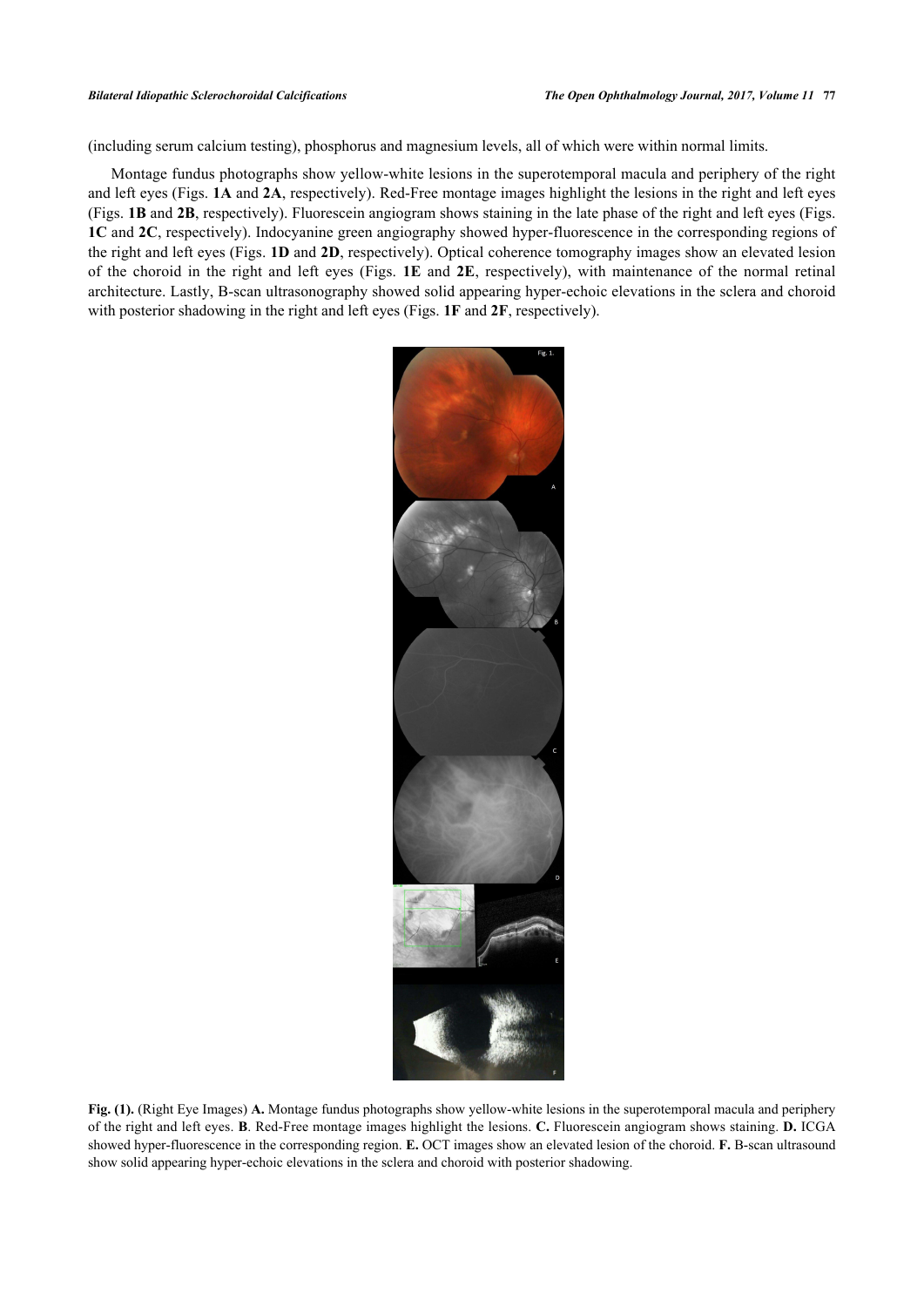(including serum calcium testing), phosphorus and magnesium levels, all of which were within normal limits.

Montage fundus photographs show yellow-white lesions in the superotemporal macula and periphery of the right and left eyes (Figs. **1A** and **2A**, respectively). Red-Free montage images highlight the lesions in the right and left eyes (Figs. **1B** and **2B**, respectively). Fluorescein angiogram shows staining in the late phase of the right and left eyes (Figs. **1C** and **2C**, respectively). Indocyanine green angiography showed hyper-fluorescence in the corresponding regions of the right and left eyes (Figs. **1D** and **2D**, respectively). Optical coherence tomography images show an elevated lesion of the choroid in the right and left eyes (Figs. **1E** and **2E**, respectively), with maintenance of the normal retinal architecture. Lastly, B-scan ultrasonography showed solid appearing hyper-echoic elevations in the sclera and choroid with posterior shadowing in the right and left eyes (Figs. **1F** and **2F**, respectively).

**Fig. (1).** (Right Eye Images) **A.** Montage fundus photographs show yellow-white lesions in the superotemporal macula and periphery of the right and left eyes. **B**. Red-Free montage images highlight the lesions. **C.** Fluorescein angiogram shows staining. **D.** ICGA showed hyper-fluorescence in the corresponding region. **E.** OCT images show an elevated lesion of the choroid. **F.** B-scan ultrasound show solid appearing hyper-echoic elevations in the sclera and choroid with posterior shadowing.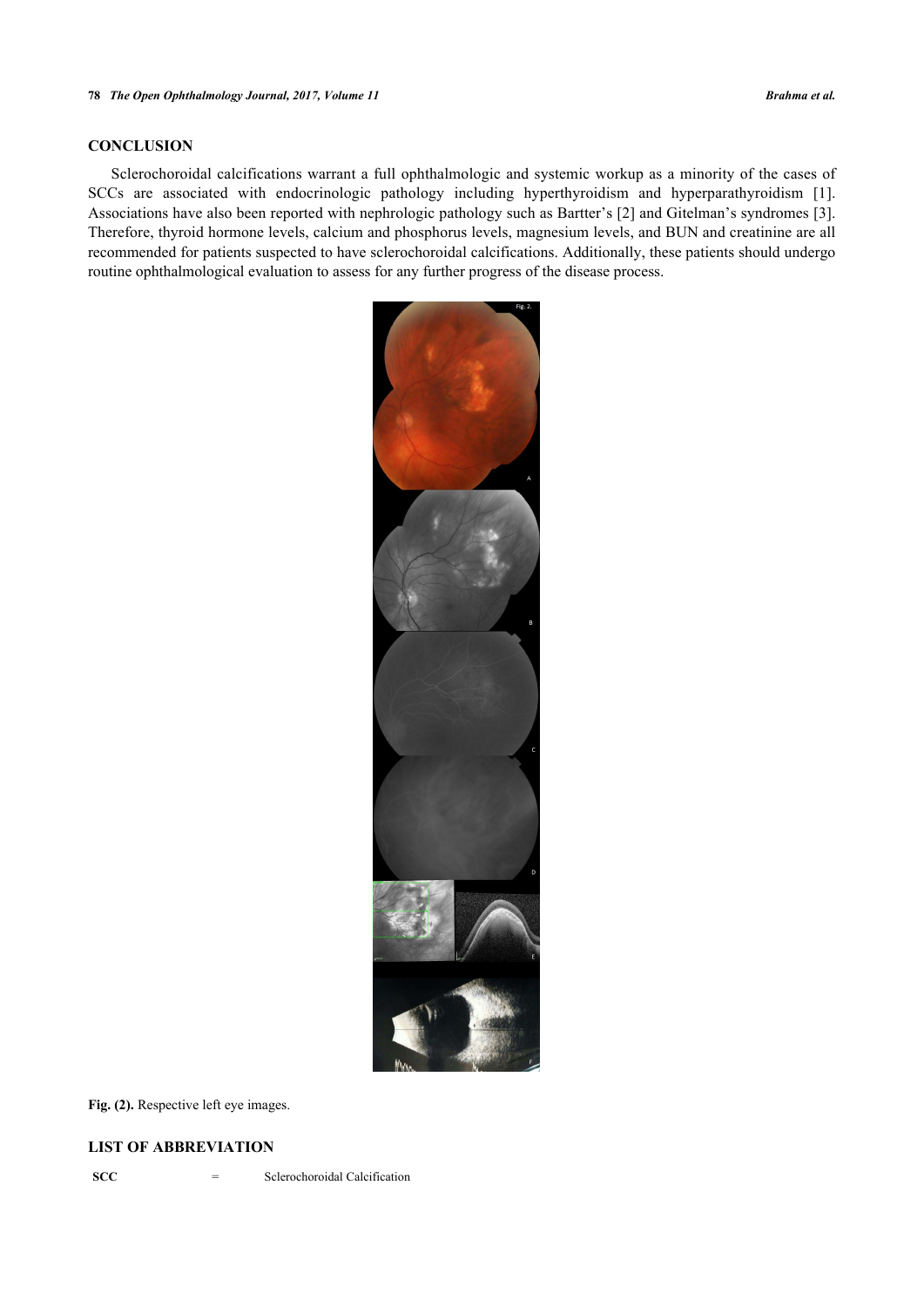## CONCLUSION

Sclerochoroidal calcifications warrant a full ophthalmologic and systemic workup as a minority of the cases of SCCs are associated with endocrinologic pathology including hyperthyroidism and hyperparathyroidism [1]. Associations have also been reported with nephrologic pathology such as Bartter's [2] and Gitelman's syndromes [3]. Therefore, thyroid hormone levels, calcium and phosphorus levels, magnesium levels, and BUN and creatinine are all recommended for patients suspected to have sclerochoroidal calcifications. Additionally, these patients should undergo routine ophthalmological evaluation to assess for any further progress of the disease process.

**Fig. (2).** Respective left eye images.

## LIST OF ABBREVIATION

| | | |
|---|---|---|
| **SCC** | = | Sclerochoroidal Calcification |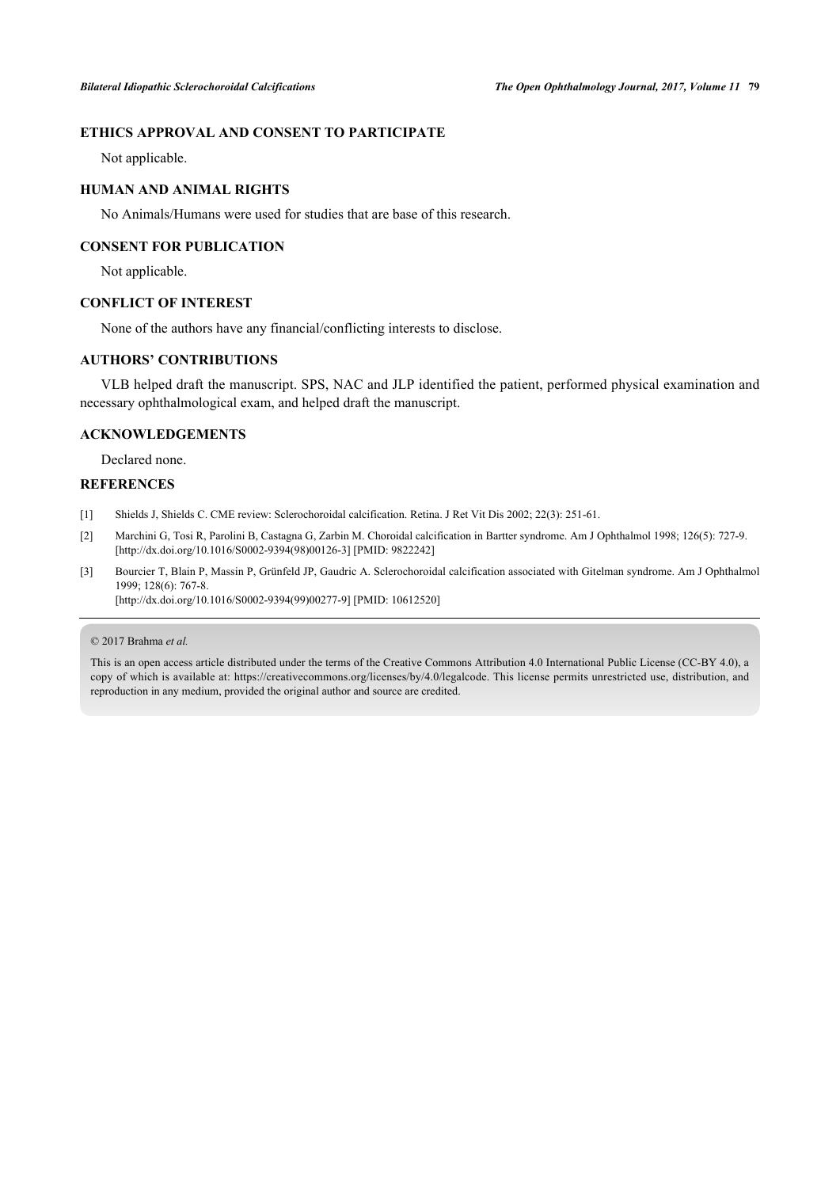## ETHICS APPROVAL AND CONSENT TO PARTICIPATE

Not applicable.

## HUMAN AND ANIMAL RIGHTS

No Animals/Humans were used for studies that are base of this research.

## CONSENT FOR PUBLICATION

Not applicable.

## CONFLICT OF INTEREST

None of the authors have any financial/conflicting interests to disclose.

## AUTHORS' CONTRIBUTIONS

VLB helped draft the manuscript. SPS, NAC and JLP identified the patient, performed physical examination and necessary ophthalmological exam, and helped draft the manuscript.

## ACKNOWLEDGEMENTS

Declared none.

## REFERENCES

[1] Shields J, Shields C. CME review: Sclerochoroidal calcification. Retina. J Ret Vit Dis 2002; 22(3): 251-61.

[2] Marchini G, Tosi R, Parolini B, Castagna G, Zarbin M. Choroidal calcification in Bartter syndrome. Am J Ophthalmol 1998; 126(5): 727-9. [http://dx.doi.org/10.1016/S0002-9394(98)00126-3] [PMID: 9822242]

[3] Bourcier T, Blain P, Massin P, Grünfeld JP, Gaudric A. Sclerochoroidal calcification associated with Gitelman syndrome. Am J Ophthalmol 1999; 128(6): 767-8. [http://dx.doi.org/10.1016/S0002-9394(99)00277-9] [PMID: 10612520]

© 2017 Brahma *et al.*

This is an open access article distributed under the terms of the Creative Commons Attribution 4.0 International Public License (CC-BY 4.0), a copy of which is available at: https://creativecommons.org/licenses/by/4.0/legalcode. This license permits unrestricted use, distribution, and reproduction in any medium, provided the original author and source are credited.